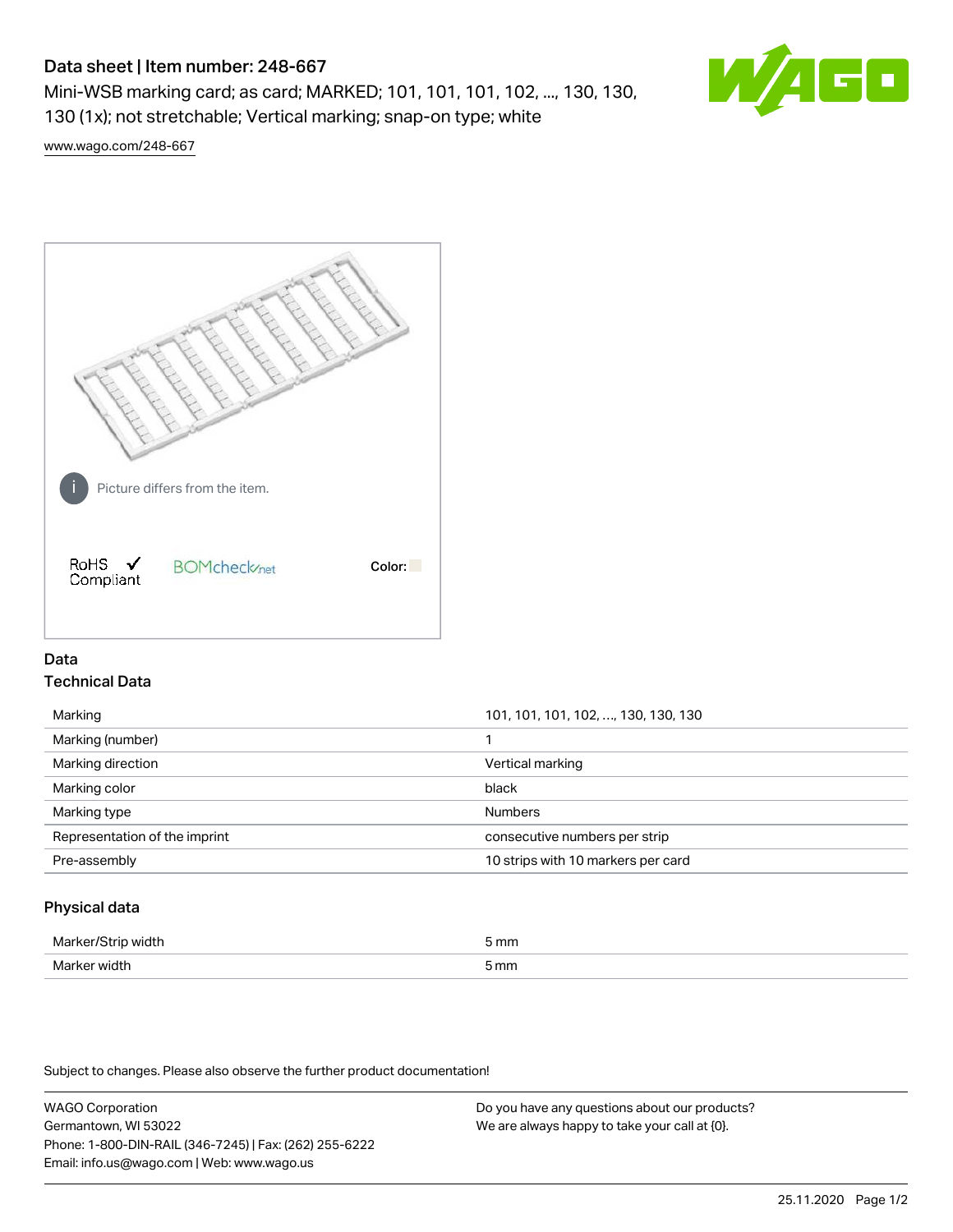# Data sheet | Item number: 248-667

Mini-WSB marking card; as card; MARKED; 101, 101, 101, 102, ..., 130, 130, 130 (1x); not stretchable; Vertical marking; snap-on type; white

www.wago.com/248-667

Picture differs from the item.

RoHS ✓ Compliant

BOMcheck.net

Color:

## Data

### Technical Data

| | |
|---|---|
| Marking | 101, 101, 101, 102, ..., 130, 130, 130 |
| Marking (number) | 1 |
| Marking direction | Vertical marking |
| Marking color | black |
| Marking type | Numbers |
| Representation of the imprint | consecutive numbers per strip |
| Pre-assembly | 10 strips with 10 markers per card |

### Physical data

| | |
|---|---|
| Marker/Strip width | 5 mm |
| Marker width | 5 mm |

Subject to changes. Please also observe the further product documentation!

WAGO Corporation
Germantown, WI 53022
Phone: 1-800-DIN-RAIL (346-7245) | Fax: (262) 255-6222
Email: info.us@wago.com | Web: www.wago.us

Do you have any questions about our products?
We are always happy to take your call at {0}.

25.11.2020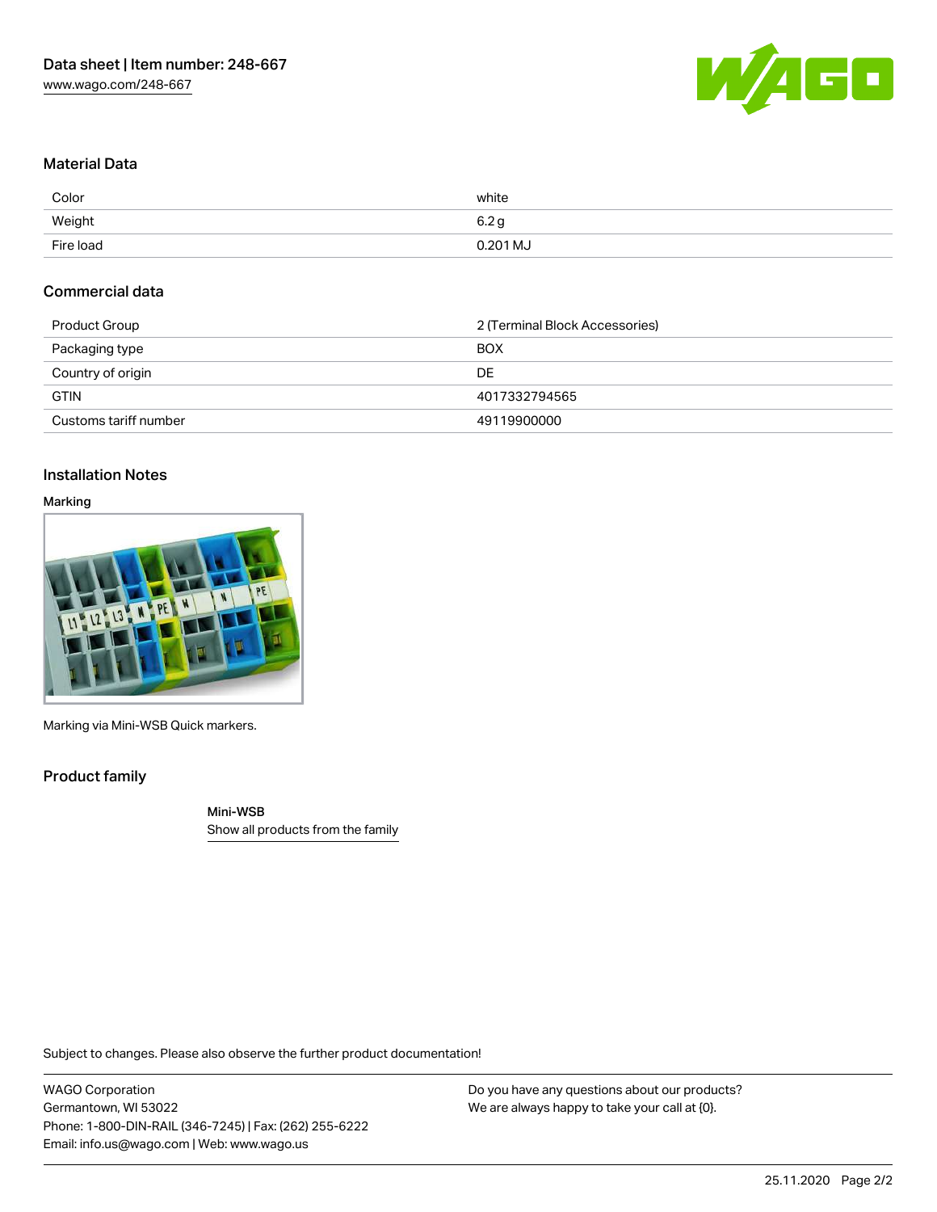Data sheet | Item number: 248-667
www.wago.com/248-667

## Material Data

| | |
|---|---|
| Color | white |
| Weight | 6.2 g |
| Fire load | 0.201 MJ |

## Commercial data

| | |
|---|---|
| Product Group | 2 (Terminal Block Accessories) |
| Packaging type | BOX |
| Country of origin | DE |
| GTIN | 4017332794565 |
| Customs tariff number | 49119900000 |

## Installation Notes

### Marking

Marking via Mini-WSB Quick markers.

## Product family

Mini-WSB
Show all products from the family

Subject to changes. Please also observe the further product documentation!

WAGO Corporation
Germantown, WI 53022
Phone: 1-800-DIN-RAIL (346-7245) | Fax: (262) 255-6222
Email: info.us@wago.com | Web: www.wago.us

Do you have any questions about our products?
We are always happy to take your call at {0}.

25.11.2020